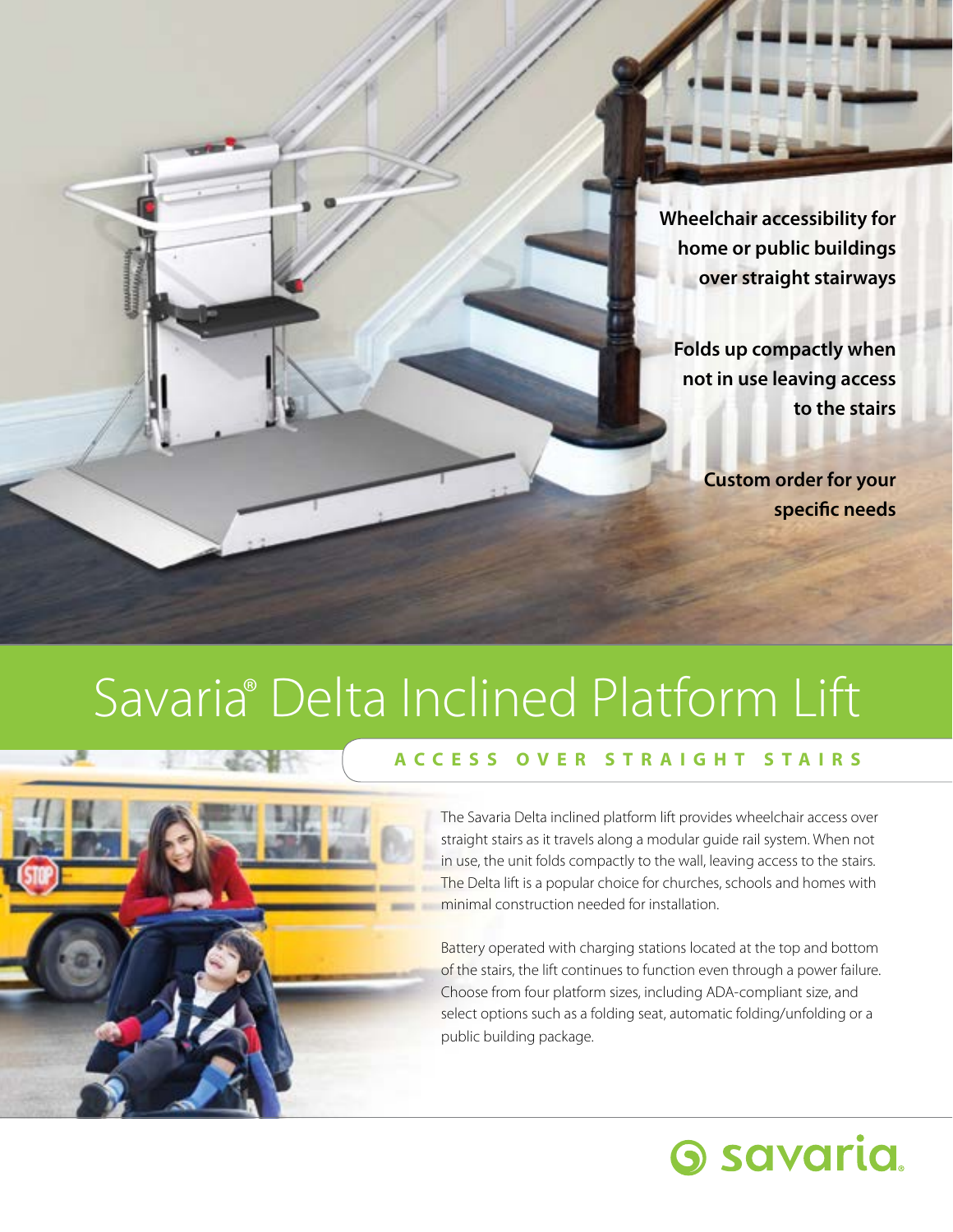**Wheelchair accessibility for home or public buildings over straight stairways**

**Folds up compactly when not in use leaving access to the stairs**

**Custom order for your specific needs**

# Savaria® Delta Inclined Platform Lift

## ACCESS OVER STRAIGHT STAIRS

The Savaria Delta inclined platform lift provides wheelchair access over straight stairs as it travels along a modular guide rail system. When not in use, the unit folds compactly to the wall, leaving access to the stairs. The Delta lift is a popular choice for churches, schools and homes with minimal construction needed for installation.

Battery operated with charging stations located at the top and bottom of the stairs, the lift continues to function even through a power failure. Choose from four platform sizes, including ADA-compliant size, and select options such as a folding seat, automatic folding/unfolding or a public building package.

savaria.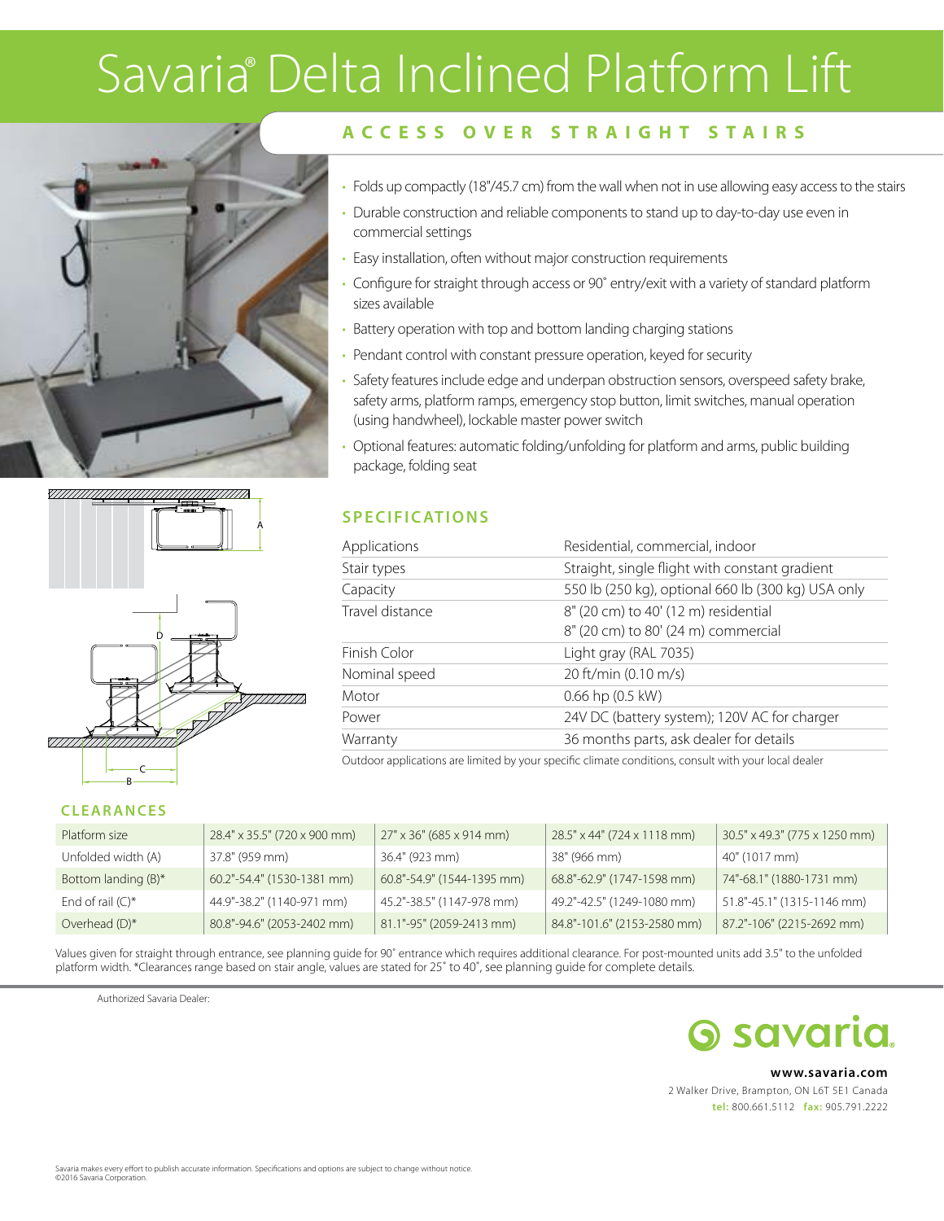# Savaria® Delta Inclined Platform Lift

## ACCESS OVER STRAIGHT STAIRS

- Folds up compactly (18"/45.7 cm) from the wall when not in use allowing easy access to the stairs
- Durable construction and reliable components to stand up to day-to-day use even in commercial settings
- Easy installation, often without major construction requirements
- Configure for straight through access or 90˚ entry/exit with a variety of standard platform sizes available
- Battery operation with top and bottom landing charging stations
- Pendant control with constant pressure operation, keyed for security
- Safety features include edge and underpan obstruction sensors, overspeed safety brake, safety arms, platform ramps, emergency stop button, limit switches, manual operation (using handwheel), lockable master power switch
- Optional features: automatic folding/unfolding for platform and arms, public building package, folding seat

A

D

C

B

## SPECIFICATIONS

| | |
|---|---|
| Applications | Residential, commercial, indoor |
| Stair types | Straight, single flight with constant gradient |
| Capacity | 550 lb (250 kg), optional 660 lb (300 kg) USA only |
| Travel distance | 8" (20 cm) to 40' (12 m) residential<br>8" (20 cm) to 80' (24 m) commercial |
| Finish Color | Light gray (RAL 7035) |
| Nominal speed | 20 ft/min (0.10 m/s) |
| Motor | 0.66 hp (0.5 kW) |
| Power | 24V DC (battery system); 120V AC for charger |
| Warranty | 36 months parts, ask dealer for details |

Outdoor applications are limited by your specific climate conditions, consult with your local dealer

## CLEARANCES

| | | | | |
|---|---|---|---|---|
| Platform size | 28.4" x 35.5" (720 x 900 mm) | 27" x 36" (685 x 914 mm) | 28.5" x 44" (724 x 1118 mm) | 30.5" x 49.3" (775 x 1250 mm) |
| Unfolded width (A) | 37.8" (959 mm) | 36.4" (923 mm) | 38" (966 mm) | 40" (1017 mm) |
| Bottom landing (B)* | 60.2"-54.4" (1530-1381 mm) | 60.8"-54.9" (1544-1395 mm) | 68.8"-62.9" (1747-1598 mm) | 74"-68.1" (1880-1731 mm) |
| End of rail (C)* | 44.9"-38.2" (1140-971 mm) | 45.2"-38.5" (1147-978 mm) | 49.2"-42.5" (1249-1080 mm) | 51.8"-45.1" (1315-1146 mm) |
| Overhead (D)* | 80.8"-94.6" (2053-2402 mm) | 81.1"-95" (2059-2413 mm) | 84.8"-101.6" (2153-2580 mm) | 87.2"-106" (2215-2692 mm) |

Values given for straight through entrance, see planning guide for 90˚ entrance which requires additional clearance. For post-mounted units add 3.5" to the unfolded platform width. *Clearances range based on stair angle, values are stated for 25˚ to 40˚, see planning guide for complete details.

Authorized Savaria Dealer:

savaria

**www.savaria.com**

2 Walker Drive, Brampton, ON L6T 5E1 Canada

**tel:** 800.661.5112 **fax:** 905.791.2222

Savaria makes every effort to publish accurate information. Specifications and options are subject to change without notice.
©2016 Savaria Corporation.